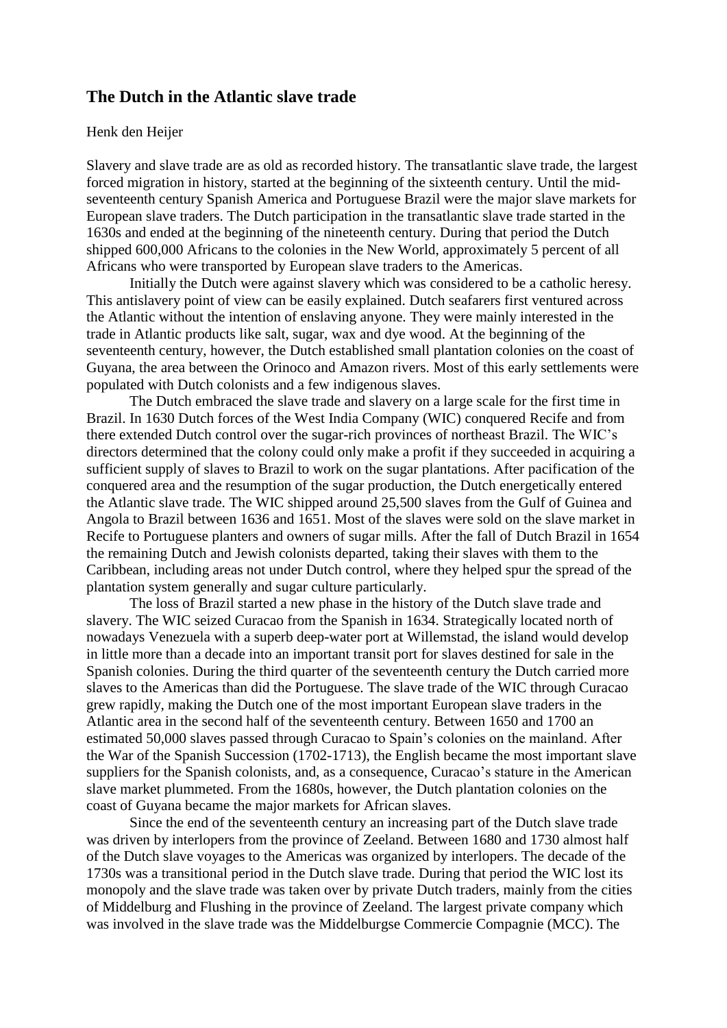## The Dutch in the Atlantic slave trade

Henk den Heijer

Slavery and slave trade are as old as recorded history. The transatlantic slave trade, the largest forced migration in history, started at the beginning of the sixteenth century. Until the mid-seventeenth century Spanish America and Portuguese Brazil were the major slave markets for European slave traders. The Dutch participation in the transatlantic slave trade started in the 1630s and ended at the beginning of the nineteenth century. During that period the Dutch shipped 600,000 Africans to the colonies in the New World, approximately 5 percent of all Africans who were transported by European slave traders to the Americas.

Initially the Dutch were against slavery which was considered to be a catholic heresy. This antislavery point of view can be easily explained. Dutch seafarers first ventured across the Atlantic without the intention of enslaving anyone. They were mainly interested in the trade in Atlantic products like salt, sugar, wax and dye wood. At the beginning of the seventeenth century, however, the Dutch established small plantation colonies on the coast of Guyana, the area between the Orinoco and Amazon rivers. Most of this early settlements were populated with Dutch colonists and a few indigenous slaves.

The Dutch embraced the slave trade and slavery on a large scale for the first time in Brazil. In 1630 Dutch forces of the West India Company (WIC) conquered Recife and from there extended Dutch control over the sugar-rich provinces of northeast Brazil. The WIC's directors determined that the colony could only make a profit if they succeeded in acquiring a sufficient supply of slaves to Brazil to work on the sugar plantations. After pacification of the conquered area and the resumption of the sugar production, the Dutch energetically entered the Atlantic slave trade. The WIC shipped around 25,500 slaves from the Gulf of Guinea and Angola to Brazil between 1636 and 1651. Most of the slaves were sold on the slave market in Recife to Portuguese planters and owners of sugar mills. After the fall of Dutch Brazil in 1654 the remaining Dutch and Jewish colonists departed, taking their slaves with them to the Caribbean, including areas not under Dutch control, where they helped spur the spread of the plantation system generally and sugar culture particularly.

The loss of Brazil started a new phase in the history of the Dutch slave trade and slavery. The WIC seized Curacao from the Spanish in 1634. Strategically located north of nowadays Venezuela with a superb deep-water port at Willemstad, the island would develop in little more than a decade into an important transit port for slaves destined for sale in the Spanish colonies. During the third quarter of the seventeenth century the Dutch carried more slaves to the Americas than did the Portuguese. The slave trade of the WIC through Curacao grew rapidly, making the Dutch one of the most important European slave traders in the Atlantic area in the second half of the seventeenth century. Between 1650 and 1700 an estimated 50,000 slaves passed through Curacao to Spain's colonies on the mainland. After the War of the Spanish Succession (1702-1713), the English became the most important slave suppliers for the Spanish colonists, and, as a consequence, Curacao's stature in the American slave market plummeted. From the 1680s, however, the Dutch plantation colonies on the coast of Guyana became the major markets for African slaves.

Since the end of the seventeenth century an increasing part of the Dutch slave trade was driven by interlopers from the province of Zeeland. Between 1680 and 1730 almost half of the Dutch slave voyages to the Americas was organized by interlopers. The decade of the 1730s was a transitional period in the Dutch slave trade. During that period the WIC lost its monopoly and the slave trade was taken over by private Dutch traders, mainly from the cities of Middelburg and Flushing in the province of Zeeland. The largest private company which was involved in the slave trade was the Middelburgse Commercie Compagnie (MCC). The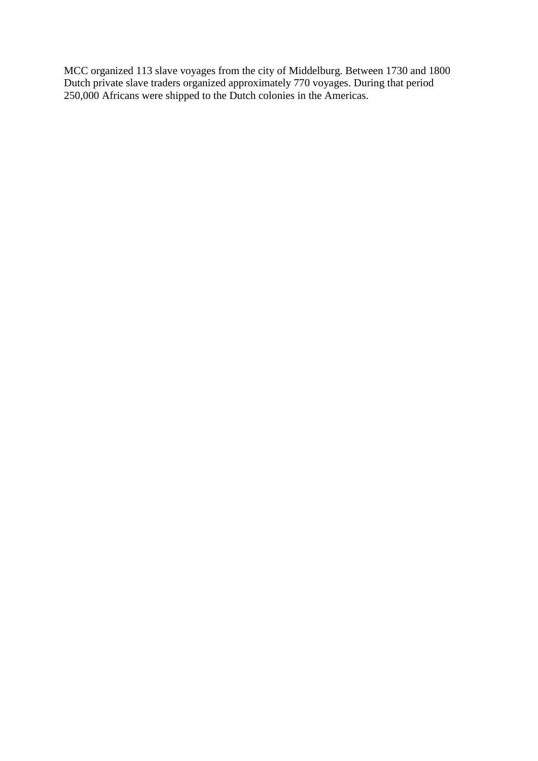MCC organized 113 slave voyages from the city of Middelburg. Between 1730 and 1800 Dutch private slave traders organized approximately 770 voyages. During that period 250,000 Africans were shipped to the Dutch colonies in the Americas.